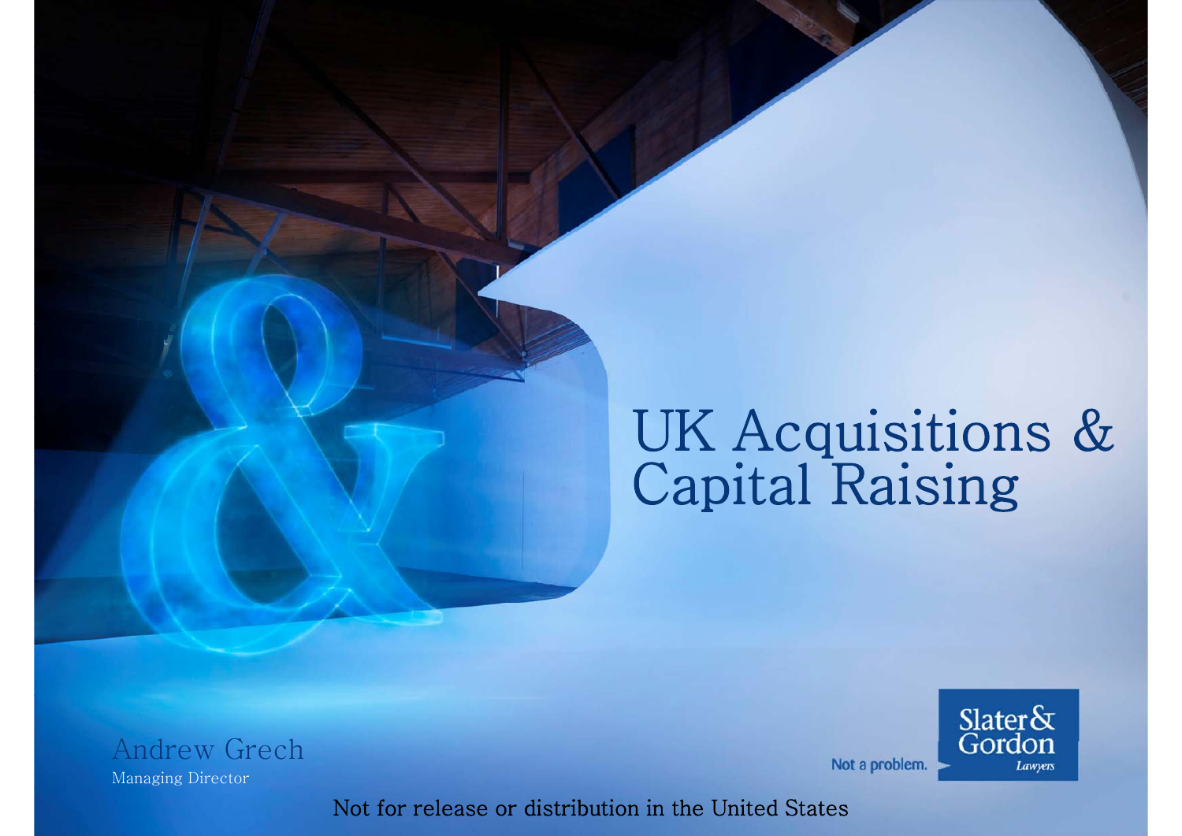# UK Acquisitions & Capital Raising

Andrew Grech

Managing Director

Not a problem. Slater & Gordon Lawyers

Not for release or distribution in the United States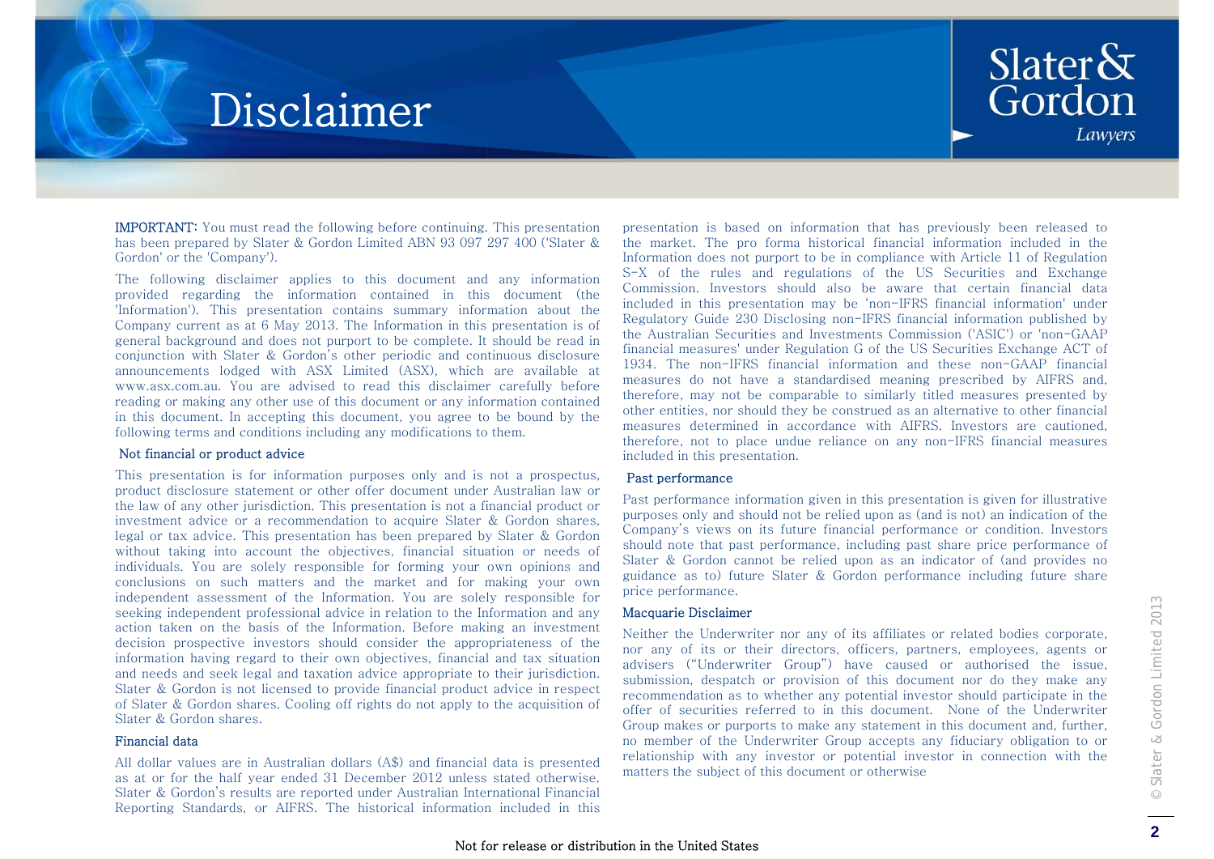# Disclaimer

**IMPORTANT:** You must read the following before continuing. This presentation has been prepared by Slater & Gordon Limited ABN 93 097 297 400 ('Slater & Gordon' or the 'Company').

The following disclaimer applies to this document and any information provided regarding the information contained in this document (the 'Information'). This presentation contains summary information about the Company current as at 6 May 2013. The Information in this presentation is of general background and does not purport to be complete. It should be read in conjunction with Slater & Gordon's other periodic and continuous disclosure announcements lodged with ASX Limited (ASX), which are available at www.asx.com.au. You are advised to read this disclaimer carefully before reading or making any other use of this document or any information contained in this document. In accepting this document, you agree to be bound by the following terms and conditions including any modifications to them.

## Not financial or product advice

This presentation is for information purposes only and is not a prospectus, product disclosure statement or other offer document under Australian law or the law of any other jurisdiction. This presentation is not a financial product or investment advice or a recommendation to acquire Slater & Gordon shares, legal or tax advice. This presentation has been prepared by Slater & Gordon without taking into account the objectives, financial situation or needs of individuals. You are solely responsible for forming your own opinions and conclusions on such matters and the market and for making your own independent assessment of the Information. You are solely responsible for seeking independent professional advice in relation to the Information and any action taken on the basis of the Information. Before making an investment decision prospective investors should consider the appropriateness of the information having regard to their own objectives, financial and tax situation and needs and seek legal and taxation advice appropriate to their jurisdiction. Slater & Gordon is not licensed to provide financial product advice in respect of Slater & Gordon shares. Cooling off rights do not apply to the acquisition of Slater & Gordon shares.

## Financial data

All dollar values are in Australian dollars (A$) and financial data is presented as at or for the half year ended 31 December 2012 unless stated otherwise. Slater & Gordon's results are reported under Australian International Financial Reporting Standards, or AIFRS. The historical information included in this presentation is based on information that has previously been released to the market. The pro forma historical financial information included in the Information does not purport to be in compliance with Article 11 of Regulation S-X of the rules and regulations of the US Securities and Exchange Commission. Investors should also be aware that certain financial data included in this presentation may be 'non-IFRS financial information' under Regulatory Guide 230 Disclosing non-IFRS financial information published by the Australian Securities and Investments Commission ('ASIC') or 'non-GAAP financial measures' under Regulation G of the US Securities Exchange ACT of 1934. The non-IFRS financial information and these non-GAAP financial measures do not have a standardised meaning prescribed by AIFRS and, therefore, may not be comparable to similarly titled measures presented by other entities, nor should they be construed as an alternative to other financial measures determined in accordance with AIFRS. Investors are cautioned, therefore, not to place undue reliance on any non-IFRS financial measures included in this presentation.

## Past performance

Past performance information given in this presentation is given for illustrative purposes only and should not be relied upon as (and is not) an indication of the Company's views on its future financial performance or condition. Investors should note that past performance, including past share price performance of Slater & Gordon cannot be relied upon as an indicator of (and provides no guidance as to) future Slater & Gordon performance including future share price performance.

## Macquarie Disclaimer

Neither the Underwriter nor any of its affiliates or related bodies corporate, nor any of its or their directors, officers, partners, employees, agents or advisers ("Underwriter Group") have caused or authorised the issue, submission, despatch or provision of this document nor do they make any recommendation as to whether any potential investor should participate in the offer of securities referred to in this document. None of the Underwriter Group makes or purports to make any statement in this document and, further, no member of the Underwriter Group accepts any fiduciary obligation to or relationship with any investor or potential investor in connection with the matters the subject of this document or otherwise

Not for release or distribution in the United States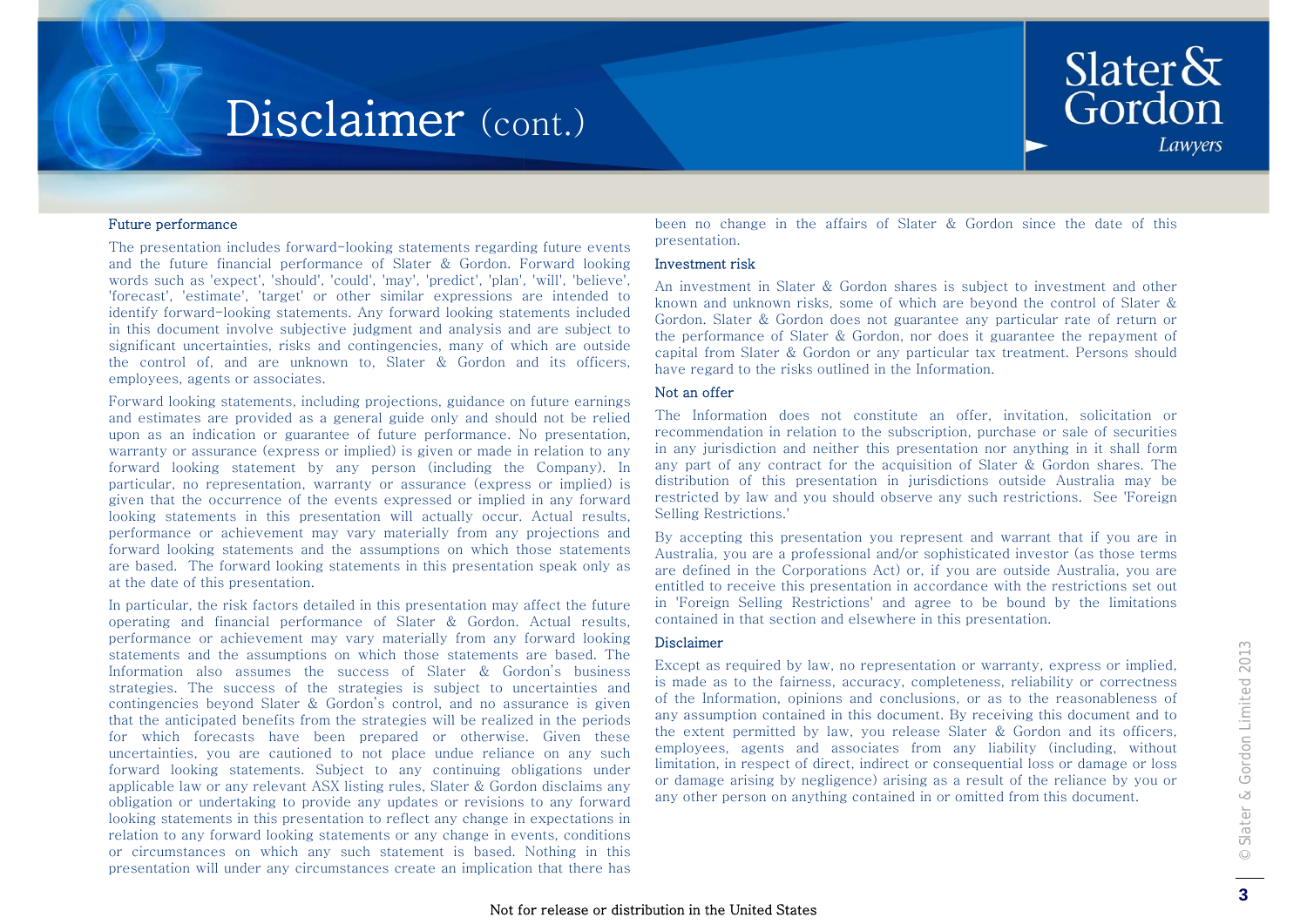# Disclaimer (cont.)

### Future performance

The presentation includes forward-looking statements regarding future events and the future financial performance of Slater & Gordon. Forward looking words such as 'expect', 'should', 'could', 'may', 'predict', 'plan', 'will', 'believe', 'forecast', 'estimate', 'target' or other similar expressions are intended to identify forward-looking statements. Any forward looking statements included in this document involve subjective judgment and analysis and are subject to significant uncertainties, risks and contingencies, many of which are outside the control of, and are unknown to, Slater & Gordon and its officers, employees, agents or associates.

Forward looking statements, including projections, guidance on future earnings and estimates are provided as a general guide only and should not be relied upon as an indication or guarantee of future performance. No presentation, warranty or assurance (express or implied) is given or made in relation to any forward looking statement by any person (including the Company). In particular, no representation, warranty or assurance (express or implied) is given that the occurrence of the events expressed or implied in any forward looking statements in this presentation will actually occur. Actual results, performance or achievement may vary materially from any projections and forward looking statements and the assumptions on which those statements are based. The forward looking statements in this presentation speak only as at the date of this presentation.

In particular, the risk factors detailed in this presentation may affect the future operating and financial performance of Slater & Gordon. Actual results, performance or achievement may vary materially from any forward looking statements and the assumptions on which those statements are based. The Information also assumes the success of Slater & Gordon's business strategies. The success of the strategies is subject to uncertainties and contingencies beyond Slater & Gordon's control, and no assurance is given that the anticipated benefits from the strategies will be realized in the periods for which forecasts have been prepared or otherwise. Given these uncertainties, you are cautioned to not place undue reliance on any such forward looking statements. Subject to any continuing obligations under applicable law or any relevant ASX listing rules, Slater & Gordon disclaims any obligation or undertaking to provide any updates or revisions to any forward looking statements in this presentation to reflect any change in expectations in relation to any forward looking statements or any change in events, conditions or circumstances on which any such statement is based. Nothing in this presentation will under any circumstances create an implication that there has been no change in the affairs of Slater & Gordon since the date of this presentation.

### Investment risk

An investment in Slater & Gordon shares is subject to investment and other known and unknown risks, some of which are beyond the control of Slater & Gordon. Slater & Gordon does not guarantee any particular rate of return or the performance of Slater & Gordon, nor does it guarantee the repayment of capital from Slater & Gordon or any particular tax treatment. Persons should have regard to the risks outlined in the Information.

### Not an offer

The Information does not constitute an offer, invitation, solicitation or recommendation in relation to the subscription, purchase or sale of securities in any jurisdiction and neither this presentation nor anything in it shall form any part of any contract for the acquisition of Slater & Gordon shares. The distribution of this presentation in jurisdictions outside Australia may be restricted by law and you should observe any such restrictions. See 'Foreign Selling Restrictions.'

By accepting this presentation you represent and warrant that if you are in Australia, you are a professional and/or sophisticated investor (as those terms are defined in the Corporations Act) or, if you are outside Australia, you are entitled to receive this presentation in accordance with the restrictions set out in 'Foreign Selling Restrictions' and agree to be bound by the limitations contained in that section and elsewhere in this presentation.

### Disclaimer

Except as required by law, no representation or warranty, express or implied, is made as to the fairness, accuracy, completeness, reliability or correctness of the Information, opinions and conclusions, or as to the reasonableness of any assumption contained in this document. By receiving this document and to the extent permitted by law, you release Slater & Gordon and its officers, employees, agents and associates from any liability (including, without limitation, in respect of direct, indirect or consequential loss or damage or loss or damage arising by negligence) arising as a result of the reliance by you or any other person on anything contained in or omitted from this document.

Not for release or distribution in the United States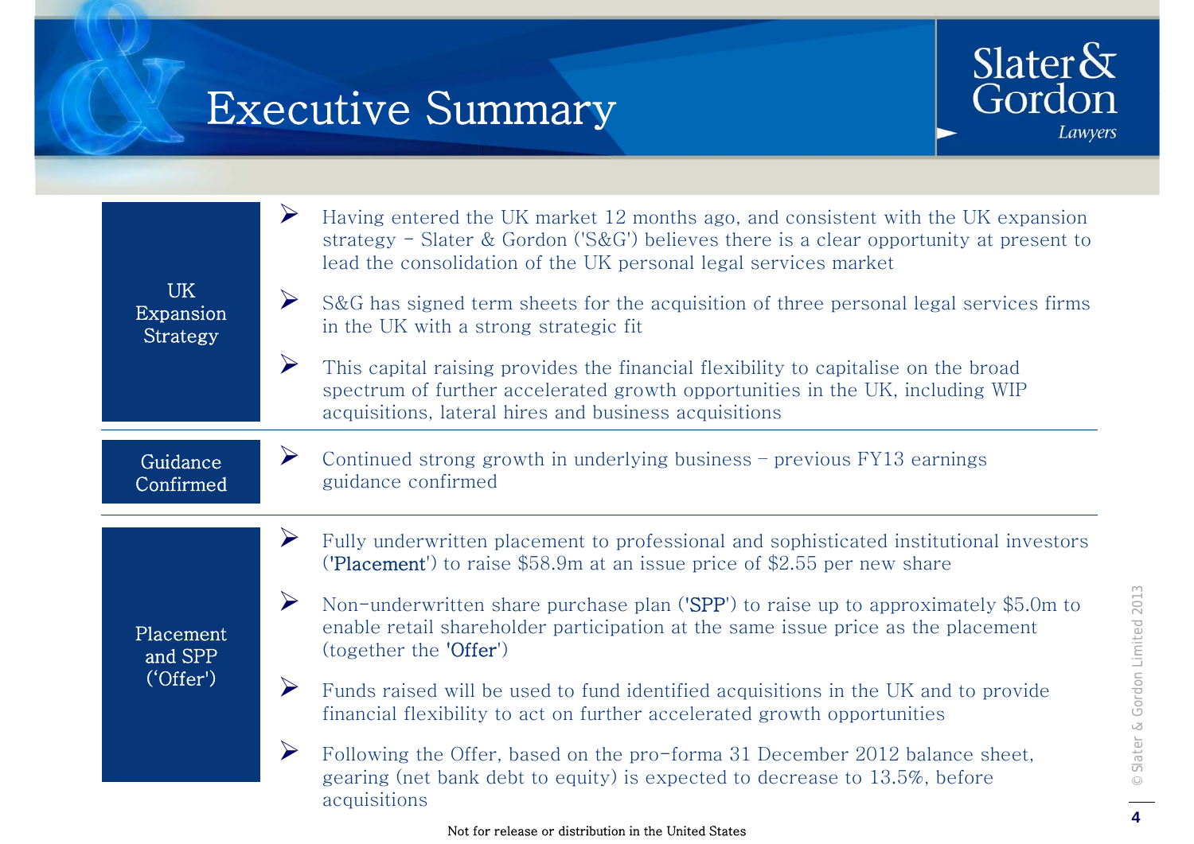# Executive Summary

## UK Expansion Strategy

- Having entered the UK market 12 months ago, and consistent with the UK expansion strategy - Slater & Gordon ('S&G') believes there is a clear opportunity at present to lead the consolidation of the UK personal legal services market
- S&G has signed term sheets for the acquisition of three personal legal services firms in the UK with a strong strategic fit
- This capital raising provides the financial flexibility to capitalise on the broad spectrum of further accelerated growth opportunities in the UK, including WIP acquisitions, lateral hires and business acquisitions

## Guidance Confirmed

- Continued strong growth in underlying business – previous FY13 earnings guidance confirmed

## Placement and SPP ('Offer')

- Fully underwritten placement to professional and sophisticated institutional investors ('**Placement**') to raise $58.9m at an issue price of $2.55 per new share
- Non-underwritten share purchase plan ('**SPP**') to raise up to approximately $5.0m to enable retail shareholder participation at the same issue price as the placement (together the '**Offer**')
- Funds raised will be used to fund identified acquisitions in the UK and to provide financial flexibility to act on further accelerated growth opportunities
- Following the Offer, based on the pro-forma 31 December 2012 balance sheet, gearing (net bank debt to equity) is expected to decrease to 13.5%, before acquisitions

Not for release or distribution in the United States

© Slater & Gordon Limited 2013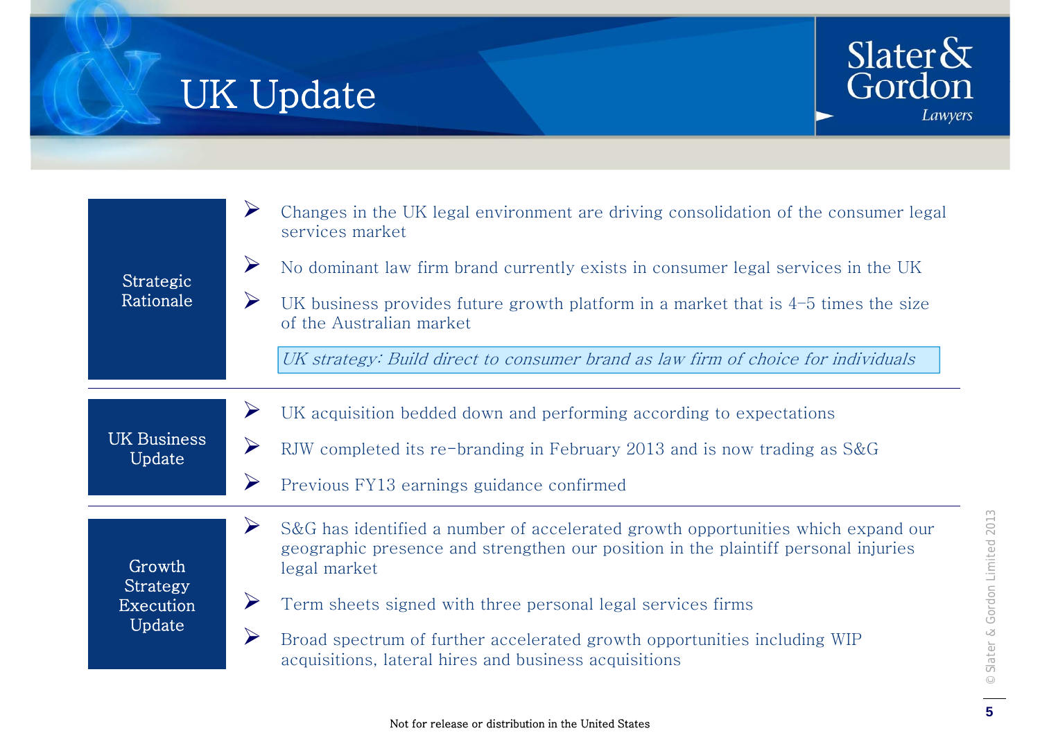# UK Update

## Strategic Rationale

- Changes in the UK legal environment are driving consolidation of the consumer legal services market
- No dominant law firm brand currently exists in consumer legal services in the UK
- UK business provides future growth platform in a market that is 4–5 times the size of the Australian market

*UK strategy: Build direct to consumer brand as law firm of choice for individuals*

## UK Business Update

- UK acquisition bedded down and performing according to expectations
- RJW completed its re-branding in February 2013 and is now trading as S&G
- Previous FY13 earnings guidance confirmed

## Growth Strategy Execution Update

- S&G has identified a number of accelerated growth opportunities which expand our geographic presence and strengthen our position in the plaintiff personal injuries legal market
- Term sheets signed with three personal legal services firms
- Broad spectrum of further accelerated growth opportunities including WIP acquisitions, lateral hires and business acquisitions

Not for release or distribution in the United States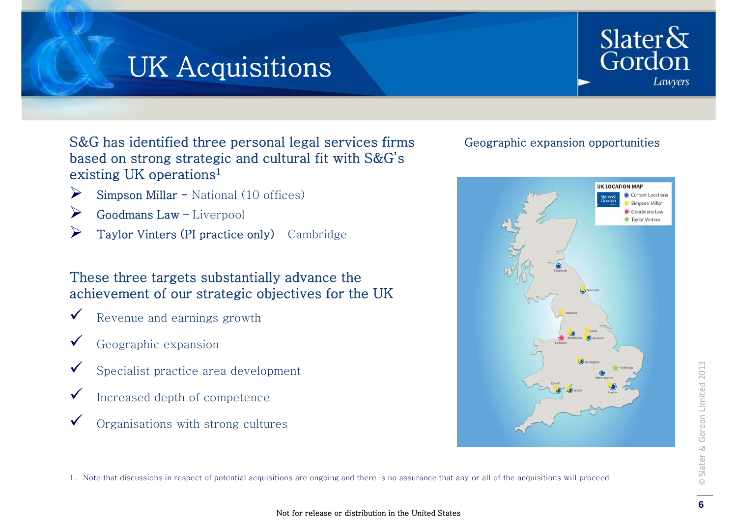# UK Acquisitions

S&G has identified three personal legal services firms based on strong strategic and cultural fit with S&G's existing UK operations[1]

- **Simpson Millar** – National (10 offices)
- **Goodmans Law** – Liverpool
- **Taylor Vinters (PI practice only)** – Cambridge

These three targets substantially advance the achievement of our strategic objectives for the UK

- ✓ Revenue and earnings growth
- ✓ Geographic expansion
- ✓ Specialist practice area development
- ✓ Increased depth of competence
- ✓ Organisations with strong cultures

Geographic expansion opportunities

UK LOCATION MAP

- Current Locations
- Simpson Millar
- Goodmans Law
- Taylor Vinters

Edinburgh, Newcastle, Lancaster, Leeds, Manchester, Sheffield, Liverpool, Birmingham, Cambridge, Milton Keynes, Cardiff, Bristol, London

1. Note that discussions in respect of potential acquisitions are ongoing and there is no assurance that any or all of the acquisitions will proceed

Not for release or distribution in the United States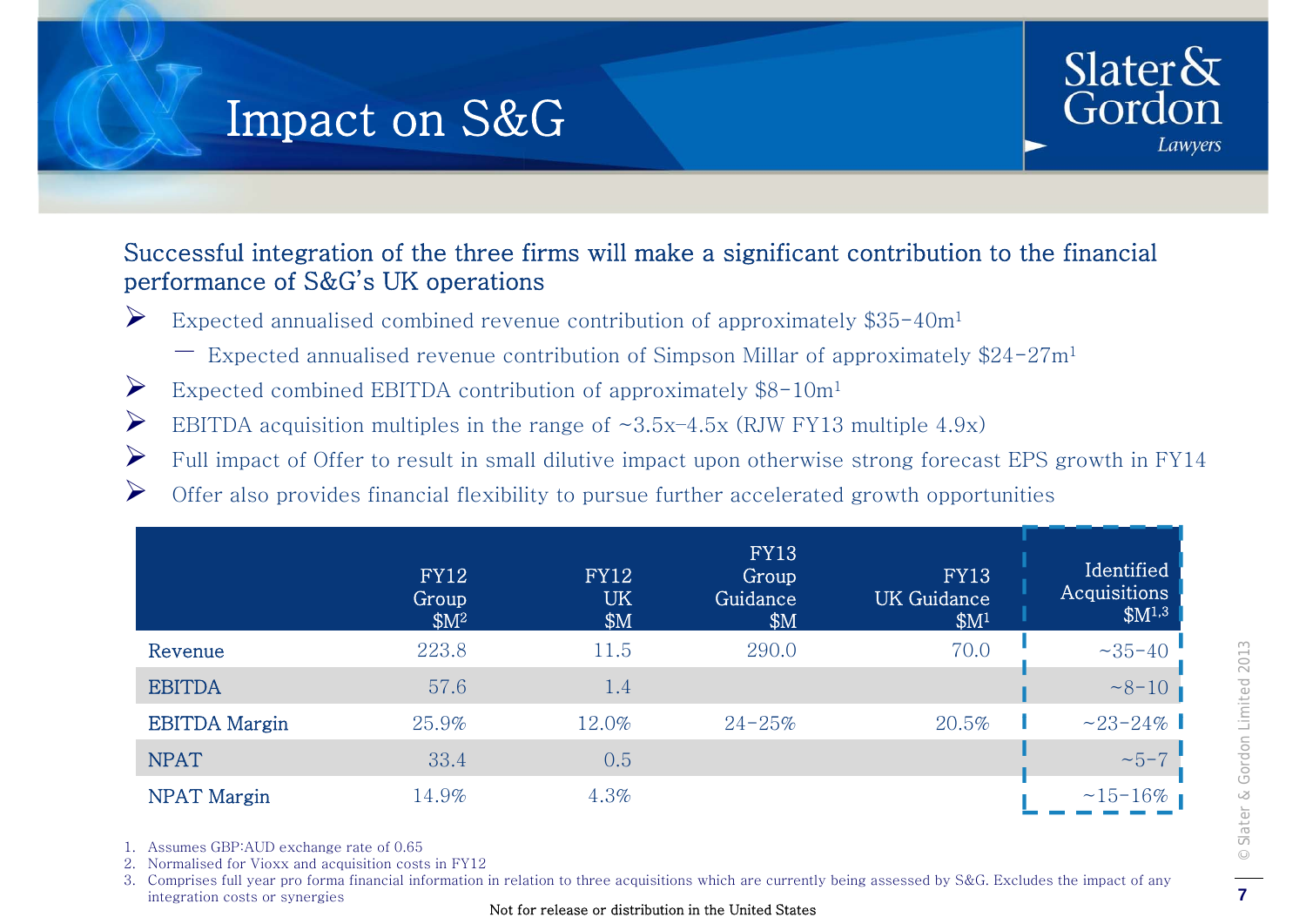# Impact on S&G

**Successful integration of the three firms will make a significant contribution to the financial performance of S&G's UK operations**

- Expected annualised combined revenue contribution of approximately $35-40m[1]
  - Expected annualised revenue contribution of Simpson Millar of approximately $24-27m[1]
- Expected combined EBITDA contribution of approximately $8-10m[1]
- EBITDA acquisition multiples in the range of ~3.5x–4.5x (RJW FY13 multiple 4.9x)
- Full impact of Offer to result in small dilutive impact upon otherwise strong forecast EPS growth in FY14
- Offer also provides financial flexibility to pursue further accelerated growth opportunities

| | FY12 Group $M[2] | FY12 UK $M | FY13 Group Guidance $M | FY13 UK Guidance $M[1] | Identified Acquisitions $M[1,3] |
|---|---|---|---|---|---|
| Revenue | 223.8 | 11.5 | 290.0 | 70.0 | ~35-40 |
| EBITDA | 57.6 | 1.4 | | | ~8-10 |
| EBITDA Margin | 25.9% | 12.0% | 24-25% | 20.5% | ~23-24% |
| NPAT | 33.4 | 0.5 | | | ~5-7 |
| NPAT Margin | 14.9% | 4.3% | | | ~15-16% |

1. Assumes GBP:AUD exchange rate of 0.65
2. Normalised for Vioxx and acquisition costs in FY12
3. Comprises full year pro forma financial information in relation to three acquisitions which are currently being assessed by S&G. Excludes the impact of any integration costs or synergies

Not for release or distribution in the United States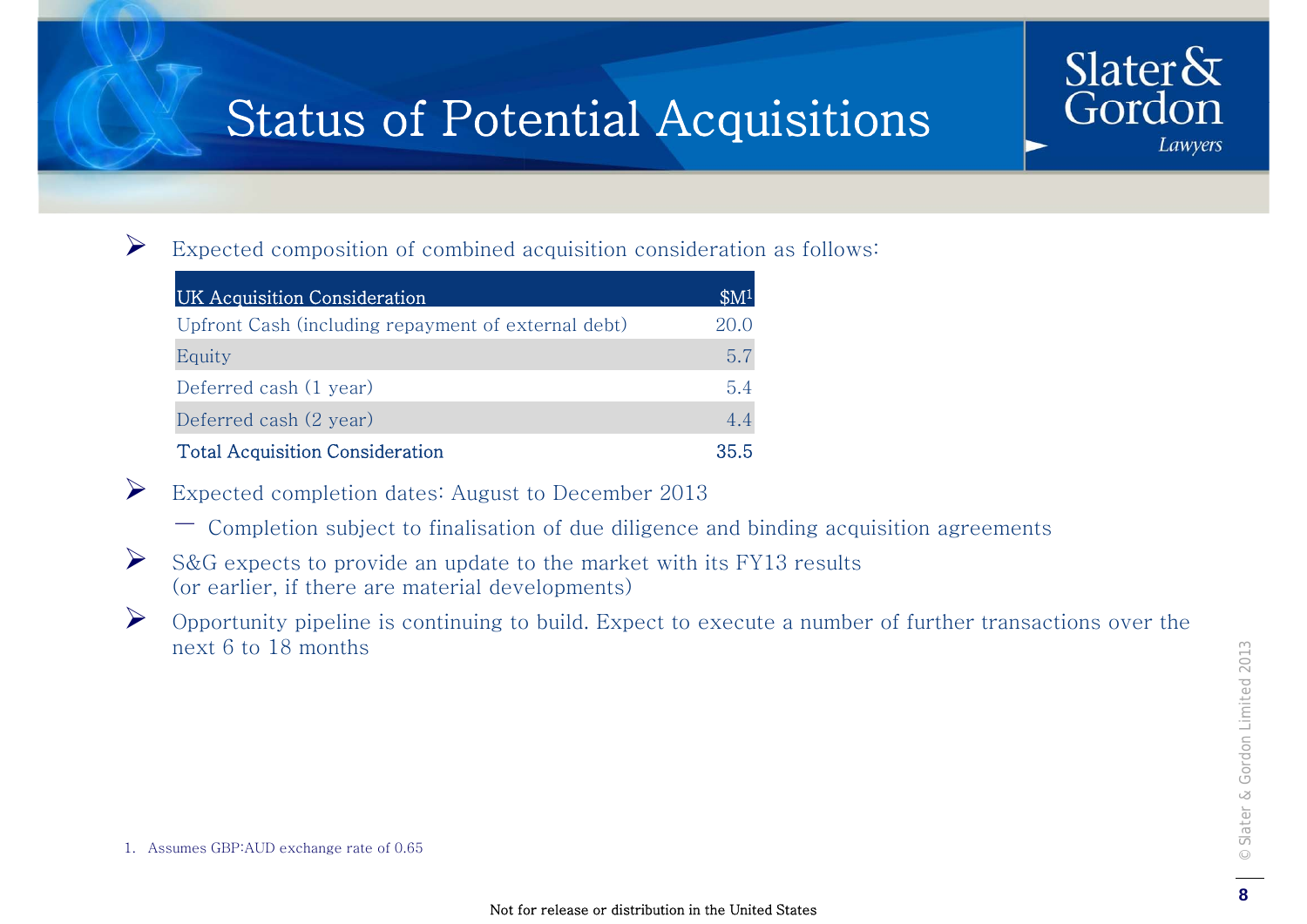# Status of Potential Acquisitions

- Expected composition of combined acquisition consideration as follows:

| UK Acquisition Consideration | $M[1] |
| --- | --- |
| Upfront Cash (including repayment of external debt) | 20.0 |
| Equity | 5.7 |
| Deferred cash (1 year) | 5.4 |
| Deferred cash (2 year) | 4.4 |
| **Total Acquisition Consideration** | **35.5** |

- Expected completion dates: August to December 2013
  - Completion subject to finalisation of due diligence and binding acquisition agreements
- S&G expects to provide an update to the market with its FY13 results (or earlier, if there are material developments)
- Opportunity pipeline is continuing to build. Expect to execute a number of further transactions over the next 6 to 18 months

1. Assumes GBP:AUD exchange rate of 0.65

Not for release or distribution in the United States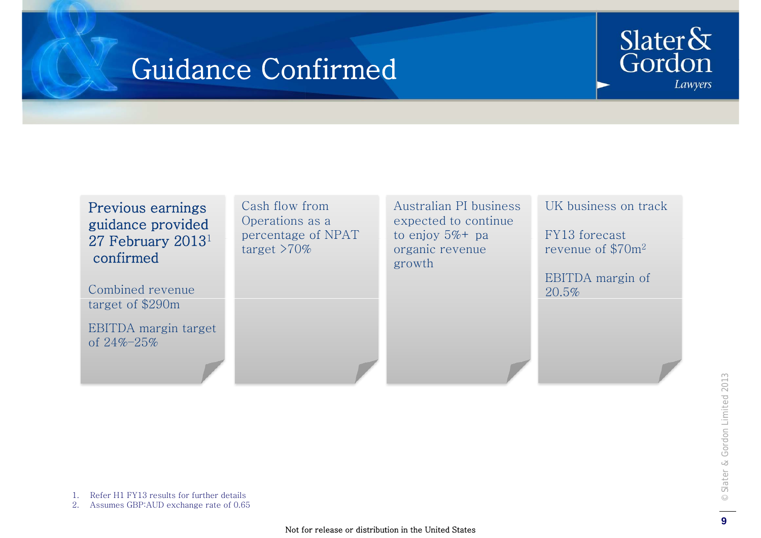# Guidance Confirmed

**Previous earnings guidance provided 27 February 2013[1] confirmed**

Combined revenue target of $290m

EBITDA margin target of 24%-25%

Cash flow from Operations as a percentage of NPAT target >70%

Australian PI business expected to continue to enjoy 5%+ pa organic revenue growth

UK business on track

FY13 forecast revenue of $70m[2]

EBITDA margin of 20.5%

1. Refer H1 FY13 results for further details
2. Assumes GBP:AUD exchange rate of 0.65

Not for release or distribution in the United States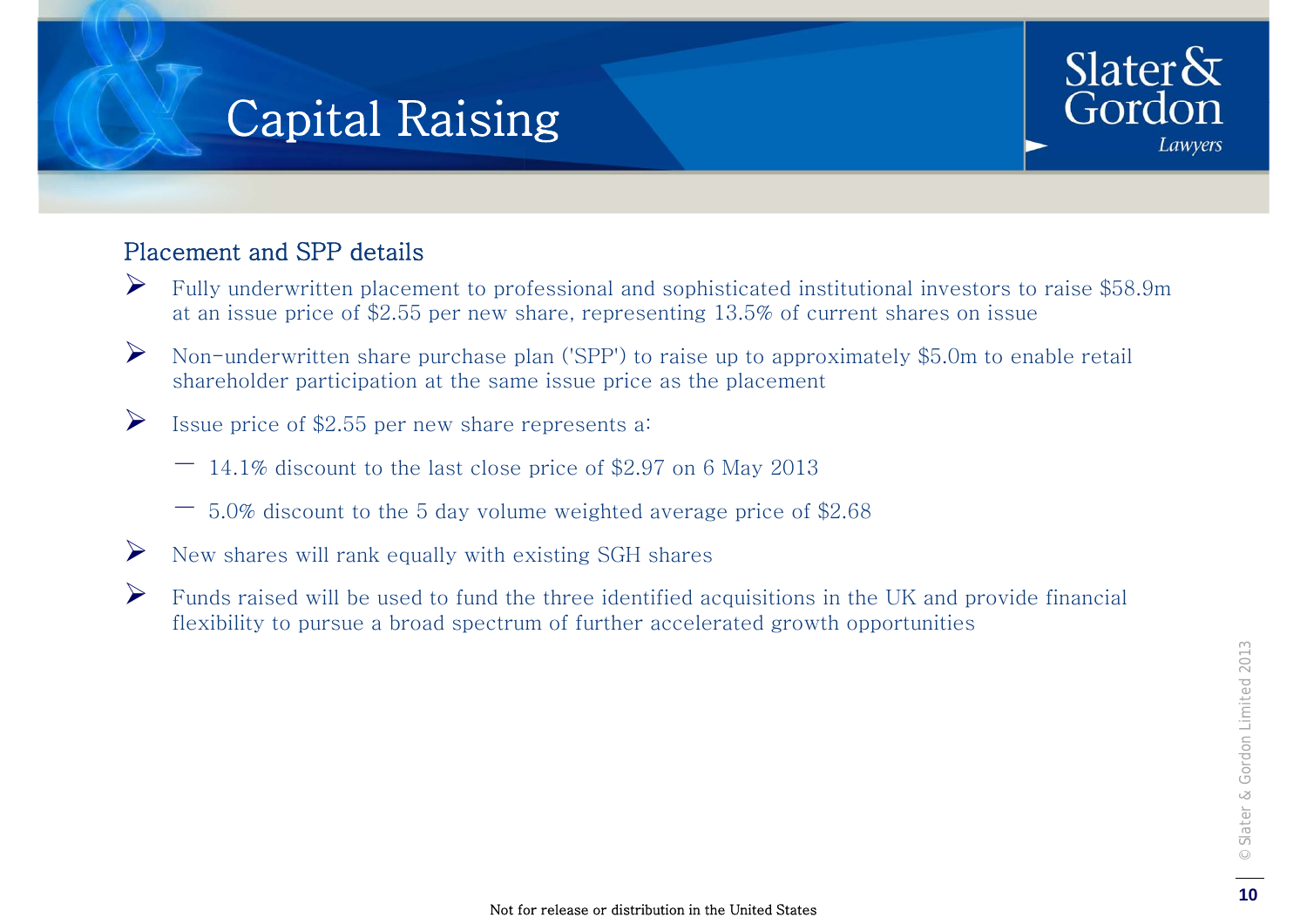# Capital Raising

## Placement and SPP details

- Fully underwritten placement to professional and sophisticated institutional investors to raise $58.9m at an issue price of $2.55 per new share, representing 13.5% of current shares on issue
- Non-underwritten share purchase plan ('SPP') to raise up to approximately $5.0m to enable retail shareholder participation at the same issue price as the placement
- Issue price of $2.55 per new share represents a:
  - 14.1% discount to the last close price of $2.97 on 6 May 2013
  - 5.0% discount to the 5 day volume weighted average price of $2.68
- New shares will rank equally with existing SGH shares
- Funds raised will be used to fund the three identified acquisitions in the UK and provide financial flexibility to pursue a broad spectrum of further accelerated growth opportunities

Not for release or distribution in the United States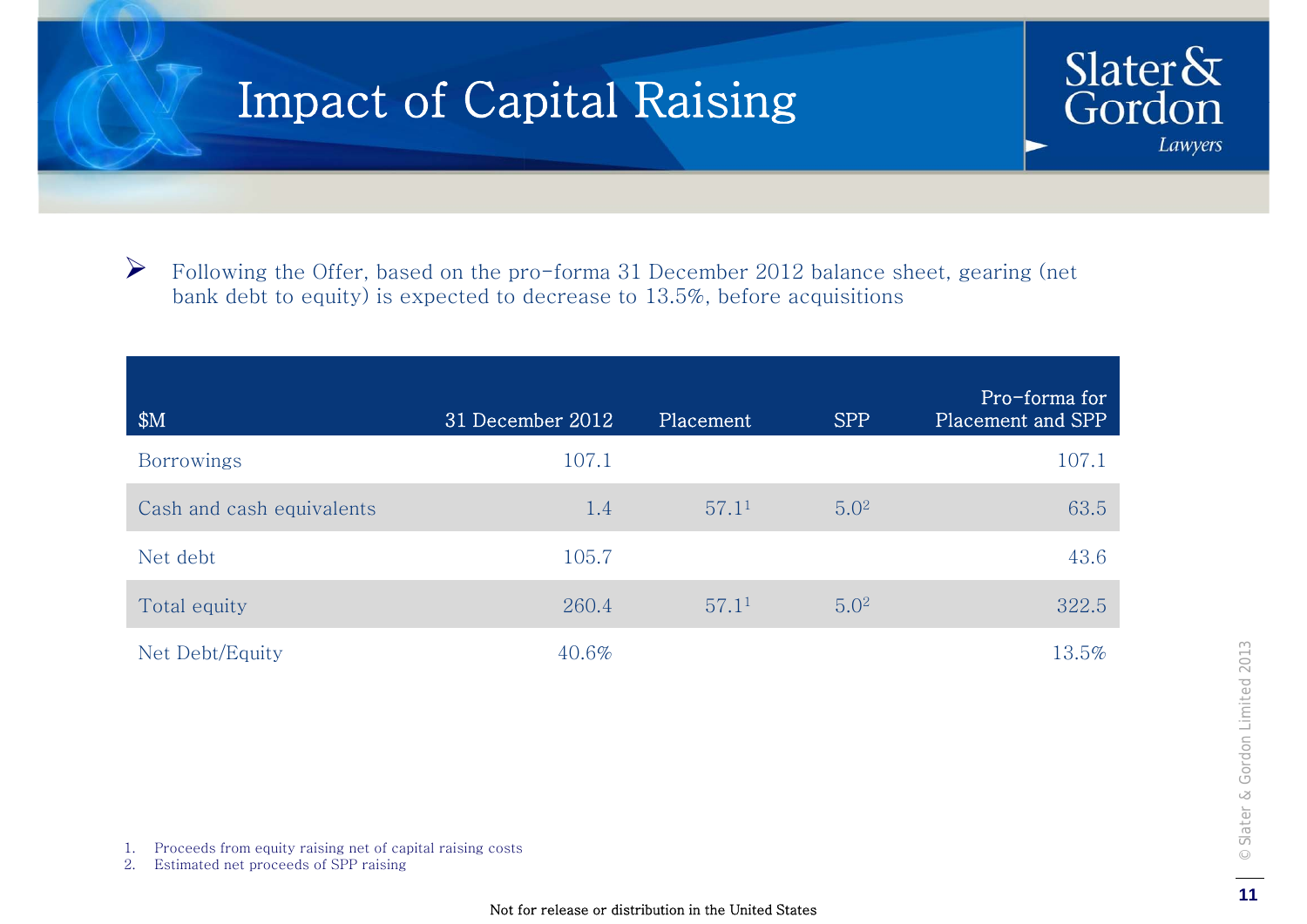# Impact of Capital Raising

- Following the Offer, based on the pro-forma 31 December 2012 balance sheet, gearing (net bank debt to equity) is expected to decrease to 13.5%, before acquisitions

| $M | 31 December 2012 | Placement | SPP | Pro-forma for Placement and SPP |
|---|---|---|---|---|
| Borrowings | 107.1 | | | 107.1 |
| Cash and cash equivalents | 1.4 | 57.1[1] | 5.0[2] | 63.5 |
| Net debt | 105.7 | | | 43.6 |
| Total equity | 260.4 | 57.1[1] | 5.0[2] | 322.5 |
| Net Debt/Equity | 40.6% | | | 13.5% |

1. Proceeds from equity raising net of capital raising costs
2. Estimated net proceeds of SPP raising

Not for release or distribution in the United States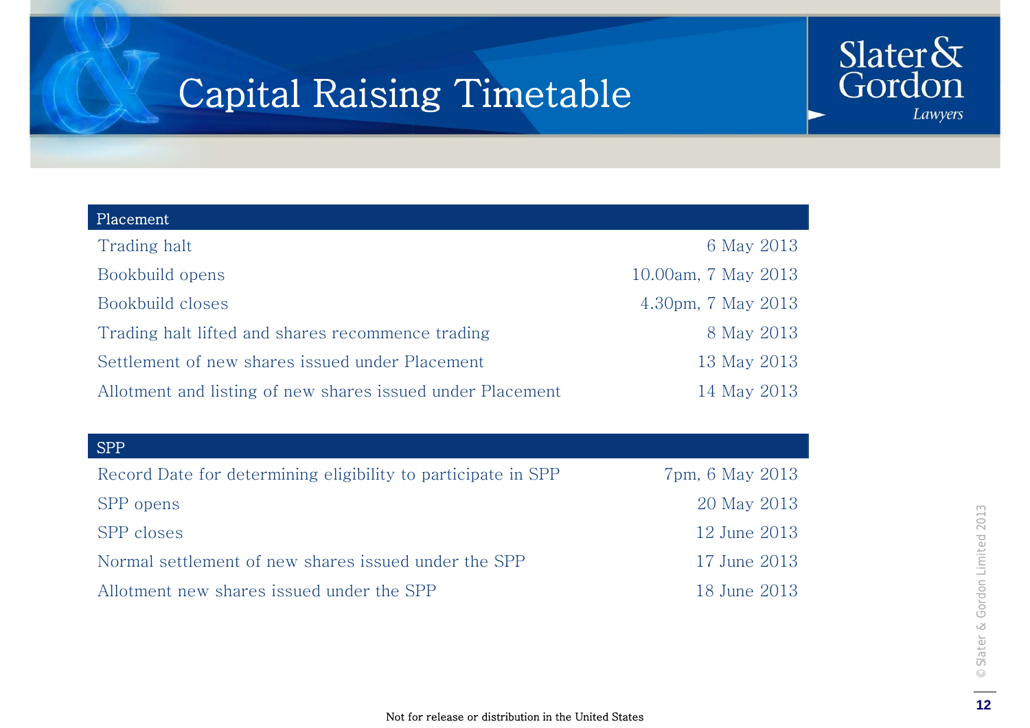# Capital Raising Timetable

| Placement | |
|---|---|
| Trading halt | 6 May 2013 |
| Bookbuild opens | 10.00am, 7 May 2013 |
| Bookbuild closes | 4.30pm, 7 May 2013 |
| Trading halt lifted and shares recommence trading | 8 May 2013 |
| Settlement of new shares issued under Placement | 13 May 2013 |
| Allotment and listing of new shares issued under Placement | 14 May 2013 |

| SPP | |
|---|---|
| Record Date for determining eligibility to participate in SPP | 7pm, 6 May 2013 |
| SPP opens | 20 May 2013 |
| SPP closes | 12 June 2013 |
| Normal settlement of new shares issued under the SPP | 17 June 2013 |
| Allotment new shares issued under the SPP | 18 June 2013 |

Not for release or distribution in the United States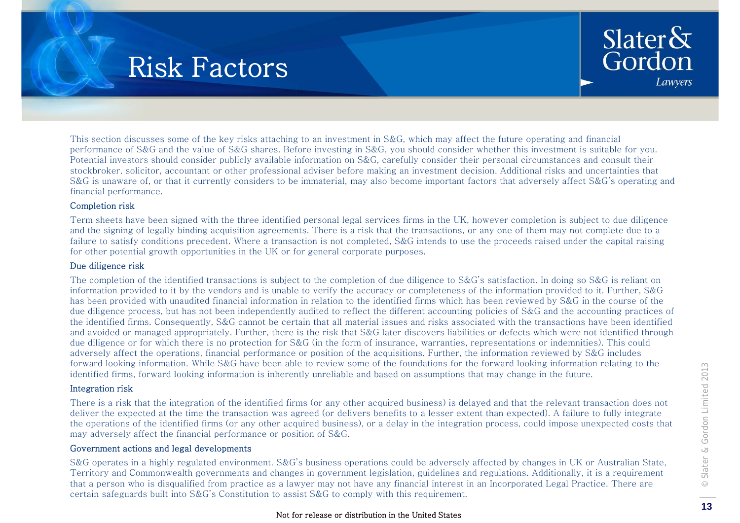# Risk Factors

This section discusses some of the key risks attaching to an investment in S&G, which may affect the future operating and financial performance of S&G and the value of S&G shares. Before investing in S&G, you should consider whether this investment is suitable for you. Potential investors should consider publicly available information on S&G, carefully consider their personal circumstances and consult their stockbroker, solicitor, accountant or other professional adviser before making an investment decision. Additional risks and uncertainties that S&G is unaware of, or that it currently considers to be immaterial, may also become important factors that adversely affect S&G's operating and financial performance.

### Completion risk

Term sheets have been signed with the three identified personal legal services firms in the UK, however completion is subject to due diligence and the signing of legally binding acquisition agreements. There is a risk that the transactions, or any one of them may not complete due to a failure to satisfy conditions precedent. Where a transaction is not completed, S&G intends to use the proceeds raised under the capital raising for other potential growth opportunities in the UK or for general corporate purposes.

### Due diligence risk

The completion of the identified transactions is subject to the completion of due diligence to S&G's satisfaction. In doing so S&G is reliant on information provided to it by the vendors and is unable to verify the accuracy or completeness of the information provided to it. Further, S&G has been provided with unaudited financial information in relation to the identified firms which has been reviewed by S&G in the course of the due diligence process, but has not been independently audited to reflect the different accounting policies of S&G and the accounting practices of the identified firms. Consequently, S&G cannot be certain that all material issues and risks associated with the transactions have been identified and avoided or managed appropriately. Further, there is the risk that S&G later discovers liabilities or defects which were not identified through due diligence or for which there is no protection for S&G (in the form of insurance, warranties, representations or indemnities). This could adversely affect the operations, financial performance or position of the acquisitions. Further, the information reviewed by S&G includes forward looking information. While S&G have been able to review some of the foundations for the forward looking information relating to the identified firms, forward looking information is inherently unreliable and based on assumptions that may change in the future.

### Integration risk

There is a risk that the integration of the identified firms (or any other acquired business) is delayed and that the relevant transaction does not deliver the expected at the time the transaction was agreed (or delivers benefits to a lesser extent than expected). A failure to fully integrate the operations of the identified firms (or any other acquired business), or a delay in the integration process, could impose unexpected costs that may adversely affect the financial performance or position of S&G.

### Government actions and legal developments

S&G operates in a highly regulated environment. S&G's business operations could be adversely affected by changes in UK or Australian State, Territory and Commonwealth governments and changes in government legislation, guidelines and regulations. Additionally, it is a requirement that a person who is disqualified from practice as a lawyer may not have any financial interest in an Incorporated Legal Practice. There are certain safeguards built into S&G's Constitution to assist S&G to comply with this requirement.

Not for release or distribution in the United States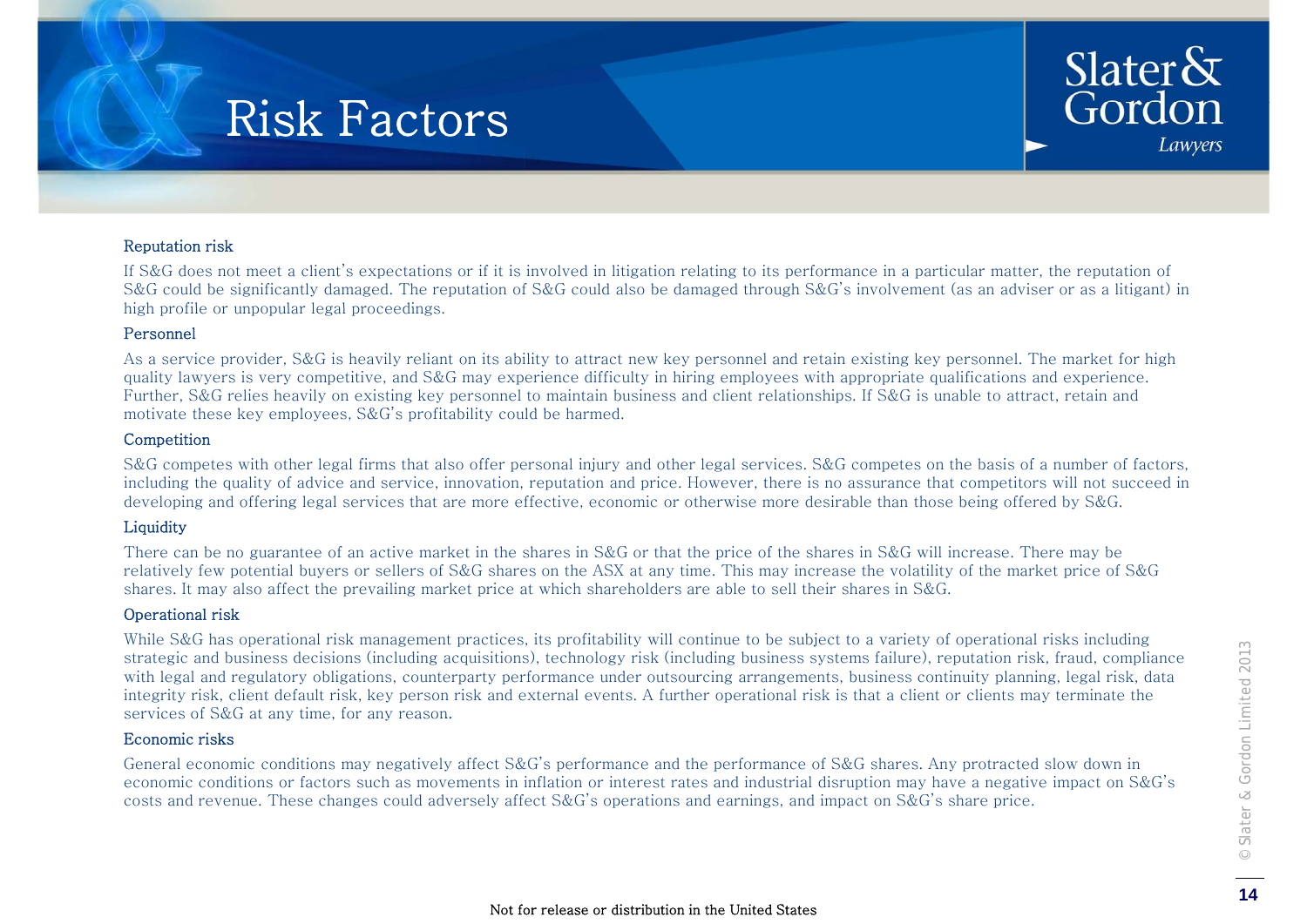# Risk Factors

### Reputation risk

If S&G does not meet a client's expectations or if it is involved in litigation relating to its performance in a particular matter, the reputation of S&G could be significantly damaged. The reputation of S&G could also be damaged through S&G's involvement (as an adviser or as a litigant) in high profile or unpopular legal proceedings.

### Personnel

As a service provider, S&G is heavily reliant on its ability to attract new key personnel and retain existing key personnel. The market for high quality lawyers is very competitive, and S&G may experience difficulty in hiring employees with appropriate qualifications and experience. Further, S&G relies heavily on existing key personnel to maintain business and client relationships. If S&G is unable to attract, retain and motivate these key employees, S&G's profitability could be harmed.

### Competition

S&G competes with other legal firms that also offer personal injury and other legal services. S&G competes on the basis of a number of factors, including the quality of advice and service, innovation, reputation and price. However, there is no assurance that competitors will not succeed in developing and offering legal services that are more effective, economic or otherwise more desirable than those being offered by S&G.

### Liquidity

There can be no guarantee of an active market in the shares in S&G or that the price of the shares in S&G will increase. There may be relatively few potential buyers or sellers of S&G shares on the ASX at any time. This may increase the volatility of the market price of S&G shares. It may also affect the prevailing market price at which shareholders are able to sell their shares in S&G.

### Operational risk

While S&G has operational risk management practices, its profitability will continue to be subject to a variety of operational risks including strategic and business decisions (including acquisitions), technology risk (including business systems failure), reputation risk, fraud, compliance with legal and regulatory obligations, counterparty performance under outsourcing arrangements, business continuity planning, legal risk, data integrity risk, client default risk, key person risk and external events. A further operational risk is that a client or clients may terminate the services of S&G at any time, for any reason.

### Economic risks

General economic conditions may negatively affect S&G's performance and the performance of S&G shares. Any protracted slow down in economic conditions or factors such as movements in inflation or interest rates and industrial disruption may have a negative impact on S&G's costs and revenue. These changes could adversely affect S&G's operations and earnings, and impact on S&G's share price.

Not for release or distribution in the United States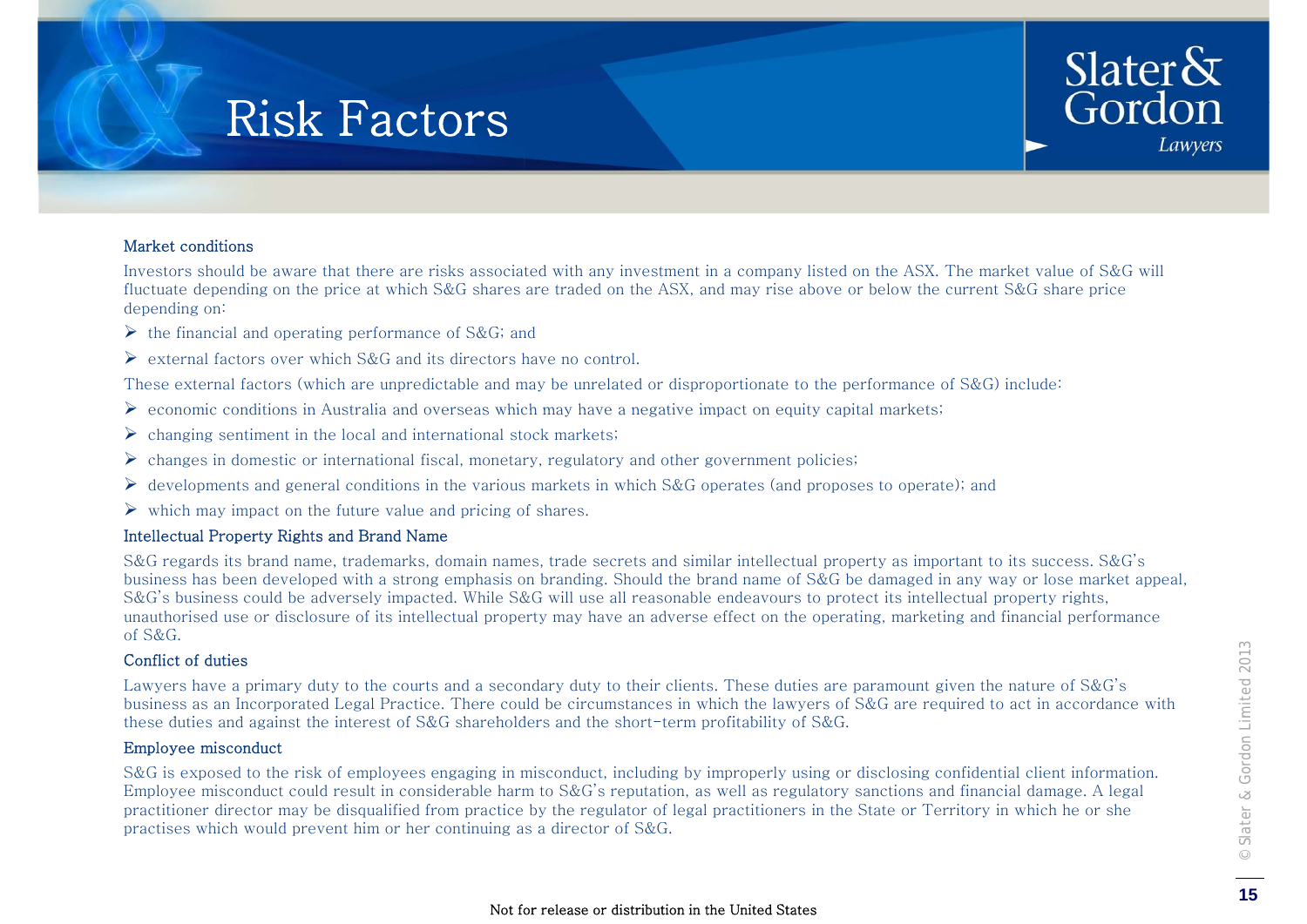# Risk Factors

### Market conditions

Investors should be aware that there are risks associated with any investment in a company listed on the ASX. The market value of S&G will fluctuate depending on the price at which S&G shares are traded on the ASX, and may rise above or below the current S&G share price depending on:

- the financial and operating performance of S&G; and
- external factors over which S&G and its directors have no control.

These external factors (which are unpredictable and may be unrelated or disproportionate to the performance of S&G) include:

- economic conditions in Australia and overseas which may have a negative impact on equity capital markets;
- changing sentiment in the local and international stock markets;
- changes in domestic or international fiscal, monetary, regulatory and other government policies;
- developments and general conditions in the various markets in which S&G operates (and proposes to operate); and
- which may impact on the future value and pricing of shares.

### Intellectual Property Rights and Brand Name

S&G regards its brand name, trademarks, domain names, trade secrets and similar intellectual property as important to its success. S&G's business has been developed with a strong emphasis on branding. Should the brand name of S&G be damaged in any way or lose market appeal, S&G's business could be adversely impacted. While S&G will use all reasonable endeavours to protect its intellectual property rights, unauthorised use or disclosure of its intellectual property may have an adverse effect on the operating, marketing and financial performance of S&G.

### Conflict of duties

Lawyers have a primary duty to the courts and a secondary duty to their clients. These duties are paramount given the nature of S&G's business as an Incorporated Legal Practice. There could be circumstances in which the lawyers of S&G are required to act in accordance with these duties and against the interest of S&G shareholders and the short-term profitability of S&G.

### Employee misconduct

S&G is exposed to the risk of employees engaging in misconduct, including by improperly using or disclosing confidential client information. Employee misconduct could result in considerable harm to S&G's reputation, as well as regulatory sanctions and financial damage. A legal practitioner director may be disqualified from practice by the regulator of legal practitioners in the State or Territory in which he or she practises which would prevent him or her continuing as a director of S&G.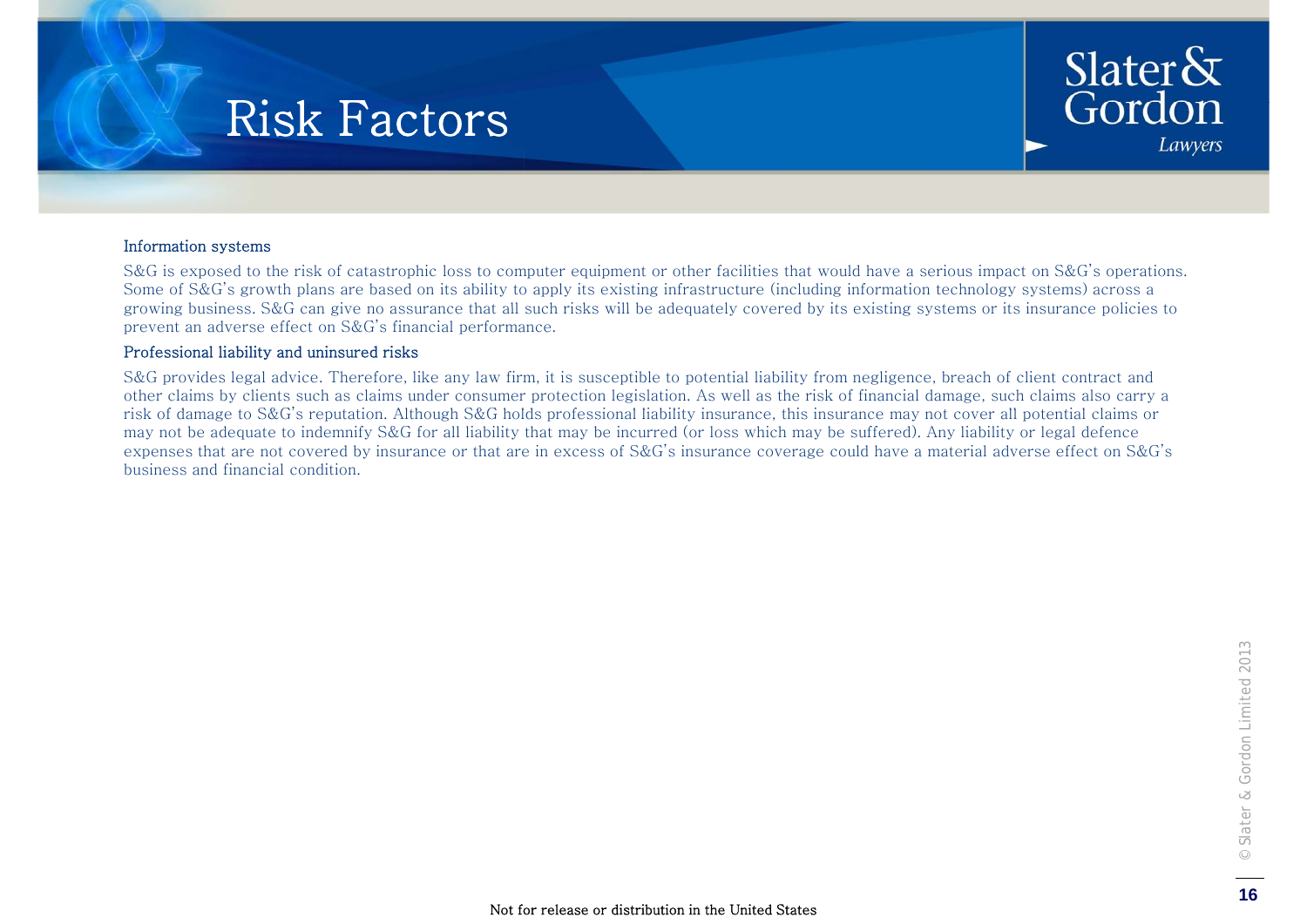# Risk Factors

### Information systems

S&G is exposed to the risk of catastrophic loss to computer equipment or other facilities that would have a serious impact on S&G's operations. Some of S&G's growth plans are based on its ability to apply its existing infrastructure (including information technology systems) across a growing business. S&G can give no assurance that all such risks will be adequately covered by its existing systems or its insurance policies to prevent an adverse effect on S&G's financial performance.

### Professional liability and uninsured risks

S&G provides legal advice. Therefore, like any law firm, it is susceptible to potential liability from negligence, breach of client contract and other claims by clients such as claims under consumer protection legislation. As well as the risk of financial damage, such claims also carry a risk of damage to S&G's reputation. Although S&G holds professional liability insurance, this insurance may not cover all potential claims or may not be adequate to indemnify S&G for all liability that may be incurred (or loss which may be suffered). Any liability or legal defence expenses that are not covered by insurance or that are in excess of S&G's insurance coverage could have a material adverse effect on S&G's business and financial condition.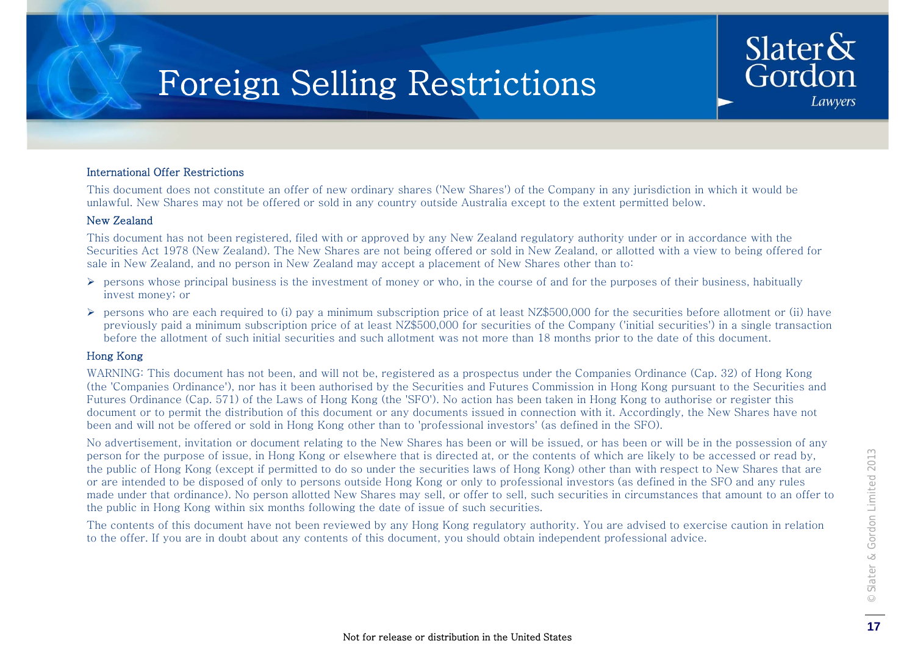# Foreign Selling Restrictions

## International Offer Restrictions

This document does not constitute an offer of new ordinary shares ('New Shares') of the Company in any jurisdiction in which it would be unlawful. New Shares may not be offered or sold in any country outside Australia except to the extent permitted below.

## New Zealand

This document has not been registered, filed with or approved by any New Zealand regulatory authority under or in accordance with the Securities Act 1978 (New Zealand). The New Shares are not being offered or sold in New Zealand, or allotted with a view to being offered for sale in New Zealand, and no person in New Zealand may accept a placement of New Shares other than to:

- persons whose principal business is the investment of money or who, in the course of and for the purposes of their business, habitually invest money; or
- persons who are each required to (i) pay a minimum subscription price of at least NZ$500,000 for the securities before allotment or (ii) have previously paid a minimum subscription price of at least NZ$500,000 for securities of the Company ('initial securities') in a single transaction before the allotment of such initial securities and such allotment was not more than 18 months prior to the date of this document.

## Hong Kong

WARNING: This document has not been, and will not be, registered as a prospectus under the Companies Ordinance (Cap. 32) of Hong Kong (the 'Companies Ordinance'), nor has it been authorised by the Securities and Futures Commission in Hong Kong pursuant to the Securities and Futures Ordinance (Cap. 571) of the Laws of Hong Kong (the 'SFO'). No action has been taken in Hong Kong to authorise or register this document or to permit the distribution of this document or any documents issued in connection with it. Accordingly, the New Shares have not been and will not be offered or sold in Hong Kong other than to 'professional investors' (as defined in the SFO).

No advertisement, invitation or document relating to the New Shares has been or will be issued, or has been or will be in the possession of any person for the purpose of issue, in Hong Kong or elsewhere that is directed at, or the contents of which are likely to be accessed or read by, the public of Hong Kong (except if permitted to do so under the securities laws of Hong Kong) other than with respect to New Shares that are or are intended to be disposed of only to persons outside Hong Kong or only to professional investors (as defined in the SFO and any rules made under that ordinance). No person allotted New Shares may sell, or offer to sell, such securities in circumstances that amount to an offer to the public in Hong Kong within six months following the date of issue of such securities.

The contents of this document have not been reviewed by any Hong Kong regulatory authority. You are advised to exercise caution in relation to the offer. If you are in doubt about any contents of this document, you should obtain independent professional advice.

Not for release or distribution in the United States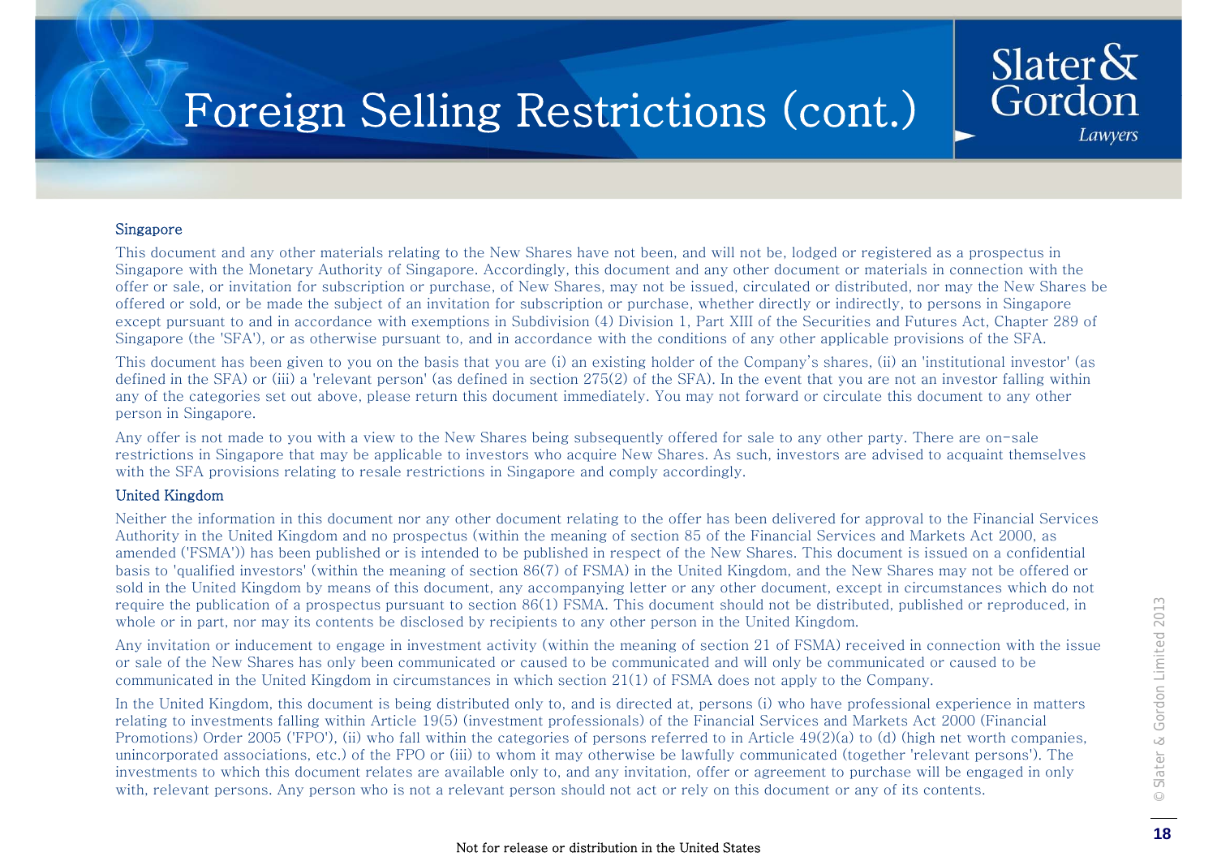# Foreign Selling Restrictions (cont.)

## Singapore

This document and any other materials relating to the New Shares have not been, and will not be, lodged or registered as a prospectus in Singapore with the Monetary Authority of Singapore. Accordingly, this document and any other document or materials in connection with the offer or sale, or invitation for subscription or purchase, of New Shares, may not be issued, circulated or distributed, nor may the New Shares be offered or sold, or be made the subject of an invitation for subscription or purchase, whether directly or indirectly, to persons in Singapore except pursuant to and in accordance with exemptions in Subdivision (4) Division 1, Part XIII of the Securities and Futures Act, Chapter 289 of Singapore (the 'SFA'), or as otherwise pursuant to, and in accordance with the conditions of any other applicable provisions of the SFA.

This document has been given to you on the basis that you are (i) an existing holder of the Company's shares, (ii) an 'institutional investor' (as defined in the SFA) or (iii) a 'relevant person' (as defined in section 275(2) of the SFA). In the event that you are not an investor falling within any of the categories set out above, please return this document immediately. You may not forward or circulate this document to any other person in Singapore.

Any offer is not made to you with a view to the New Shares being subsequently offered for sale to any other party. There are on-sale restrictions in Singapore that may be applicable to investors who acquire New Shares. As such, investors are advised to acquaint themselves with the SFA provisions relating to resale restrictions in Singapore and comply accordingly.

## United Kingdom

Neither the information in this document nor any other document relating to the offer has been delivered for approval to the Financial Services Authority in the United Kingdom and no prospectus (within the meaning of section 85 of the Financial Services and Markets Act 2000, as amended ('FSMA')) has been published or is intended to be published in respect of the New Shares. This document is issued on a confidential basis to 'qualified investors' (within the meaning of section 86(7) of FSMA) in the United Kingdom, and the New Shares may not be offered or sold in the United Kingdom by means of this document, any accompanying letter or any other document, except in circumstances which do not require the publication of a prospectus pursuant to section 86(1) FSMA. This document should not be distributed, published or reproduced, in whole or in part, nor may its contents be disclosed by recipients to any other person in the United Kingdom.

Any invitation or inducement to engage in investment activity (within the meaning of section 21 of FSMA) received in connection with the issue or sale of the New Shares has only been communicated or caused to be communicated and will only be communicated or caused to be communicated in the United Kingdom in circumstances in which section 21(1) of FSMA does not apply to the Company.

In the United Kingdom, this document is being distributed only to, and is directed at, persons (i) who have professional experience in matters relating to investments falling within Article 19(5) (investment professionals) of the Financial Services and Markets Act 2000 (Financial Promotions) Order 2005 ('FPO'), (ii) who fall within the categories of persons referred to in Article 49(2)(a) to (d) (high net worth companies, unincorporated associations, etc.) of the FPO or (iii) to whom it may otherwise be lawfully communicated (together 'relevant persons'). The investments to which this document relates are available only to, and any invitation, offer or agreement to purchase will be engaged in only with, relevant persons. Any person who is not a relevant person should not act or rely on this document or any of its contents.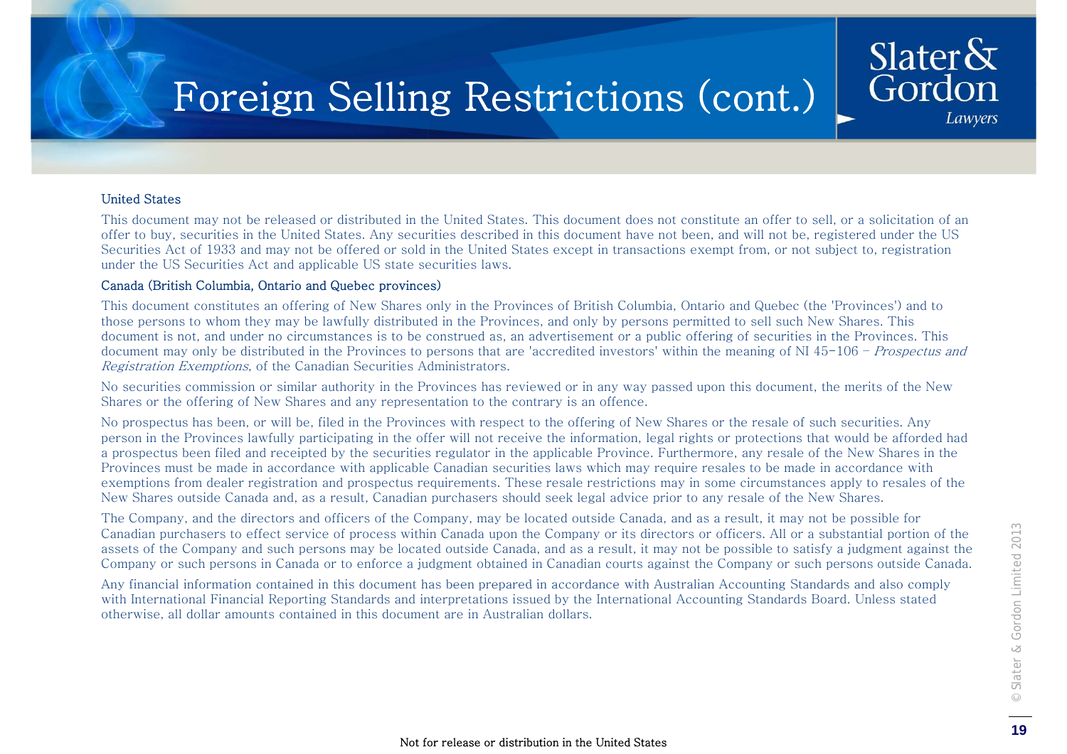# Foreign Selling Restrictions (cont.)

## United States

This document may not be released or distributed in the United States. This document does not constitute an offer to sell, or a solicitation of an offer to buy, securities in the United States. Any securities described in this document have not been, and will not be, registered under the US Securities Act of 1933 and may not be offered or sold in the United States except in transactions exempt from, or not subject to, registration under the US Securities Act and applicable US state securities laws.

## Canada (British Columbia, Ontario and Quebec provinces)

This document constitutes an offering of New Shares only in the Provinces of British Columbia, Ontario and Quebec (the 'Provinces') and to those persons to whom they may be lawfully distributed in the Provinces, and only by persons permitted to sell such New Shares. This document is not, and under no circumstances is to be construed as, an advertisement or a public offering of securities in the Provinces. This document may only be distributed in the Provinces to persons that are 'accredited investors' within the meaning of NI 45-106 – *Prospectus and Registration Exemptions*, of the Canadian Securities Administrators.

No securities commission or similar authority in the Provinces has reviewed or in any way passed upon this document, the merits of the New Shares or the offering of New Shares and any representation to the contrary is an offence.

No prospectus has been, or will be, filed in the Provinces with respect to the offering of New Shares or the resale of such securities. Any person in the Provinces lawfully participating in the offer will not receive the information, legal rights or protections that would be afforded had a prospectus been filed and receipted by the securities regulator in the applicable Province. Furthermore, any resale of the New Shares in the Provinces must be made in accordance with applicable Canadian securities laws which may require resales to be made in accordance with exemptions from dealer registration and prospectus requirements. These resale restrictions may in some circumstances apply to resales of the New Shares outside Canada and, as a result, Canadian purchasers should seek legal advice prior to any resale of the New Shares.

The Company, and the directors and officers of the Company, may be located outside Canada, and as a result, it may not be possible for Canadian purchasers to effect service of process within Canada upon the Company or its directors or officers. All or a substantial portion of the assets of the Company and such persons may be located outside Canada, and as a result, it may not be possible to satisfy a judgment against the Company or such persons in Canada or to enforce a judgment obtained in Canadian courts against the Company or such persons outside Canada.

Any financial information contained in this document has been prepared in accordance with Australian Accounting Standards and also comply with International Financial Reporting Standards and interpretations issued by the International Accounting Standards Board. Unless stated otherwise, all dollar amounts contained in this document are in Australian dollars.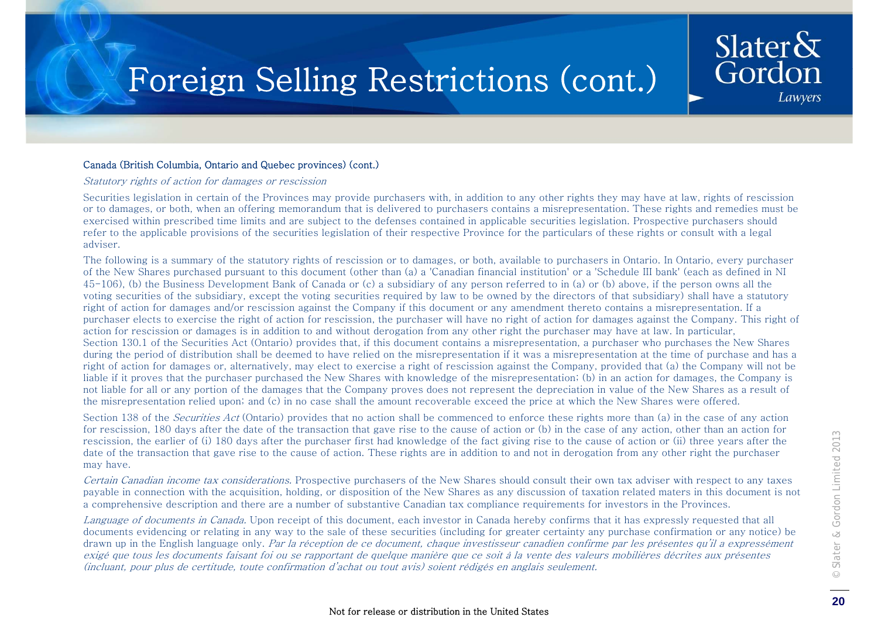# Foreign Selling Restrictions (cont.)

**Canada (British Columbia, Ontario and Quebec provinces) (cont.)**

*Statutory rights of action for damages or rescission*

Securities legislation in certain of the Provinces may provide purchasers with, in addition to any other rights they may have at law, rights of rescission or to damages, or both, when an offering memorandum that is delivered to purchasers contains a misrepresentation. These rights and remedies must be exercised within prescribed time limits and are subject to the defenses contained in applicable securities legislation. Prospective purchasers should refer to the applicable provisions of the securities legislation of their respective Province for the particulars of these rights or consult with a legal adviser.

The following is a summary of the statutory rights of rescission or to damages, or both, available to purchasers in Ontario. In Ontario, every purchaser of the New Shares purchased pursuant to this document (other than (a) a 'Canadian financial institution' or a 'Schedule III bank' (each as defined in NI 45-106), (b) the Business Development Bank of Canada or (c) a subsidiary of any person referred to in (a) or (b) above, if the person owns all the voting securities of the subsidiary, except the voting securities required by law to be owned by the directors of that subsidiary) shall have a statutory right of action for damages and/or rescission against the Company if this document or any amendment thereto contains a misrepresentation. If a purchaser elects to exercise the right of action for rescission, the purchaser will have no right of action for damages against the Company. This right of action for rescission or damages is in addition to and without derogation from any other right the purchaser may have at law. In particular, Section 130.1 of the Securities Act (Ontario) provides that, if this document contains a misrepresentation, a purchaser who purchases the New Shares during the period of distribution shall be deemed to have relied on the misrepresentation if it was a misrepresentation at the time of purchase and has a right of action for damages or, alternatively, may elect to exercise a right of rescission against the Company, provided that (a) the Company will not be liable if it proves that the purchaser purchased the New Shares with knowledge of the misrepresentation; (b) in an action for damages, the Company is not liable for all or any portion of the damages that the Company proves does not represent the depreciation in value of the New Shares as a result of the misrepresentation relied upon; and (c) in no case shall the amount recoverable exceed the price at which the New Shares were offered.

Section 138 of the *Securities Act* (Ontario) provides that no action shall be commenced to enforce these rights more than (a) in the case of any action for rescission, 180 days after the date of the transaction that gave rise to the cause of action or (b) in the case of any action, other than an action for rescission, the earlier of (i) 180 days after the purchaser first had knowledge of the fact giving rise to the cause of action or (ii) three years after the date of the transaction that gave rise to the cause of action. These rights are in addition to and not in derogation from any other right the purchaser may have.

*Certain Canadian income tax considerations.* Prospective purchasers of the New Shares should consult their own tax adviser with respect to any taxes payable in connection with the acquisition, holding, or disposition of the New Shares as any discussion of taxation related maters in this document is not a comprehensive description and there are a number of substantive Canadian tax compliance requirements for investors in the Provinces.

*Language of documents in Canada.* Upon receipt of this document, each investor in Canada hereby confirms that it has expressly requested that all documents evidencing or relating in any way to the sale of these securities (including for greater certainty any purchase confirmation or any notice) be drawn up in the English language only. *Par la réception de ce document, chaque investisseur canadien confirme par les présentes qu'il a expressément exigé que tous les documents faisant foi ou se rapportant de quelque manière que ce soit à la vente des valeurs mobilières décrites aux présentes (incluant, pour plus de certitude, toute confirmation d'achat ou tout avis) soient rédigés en anglais seulement.*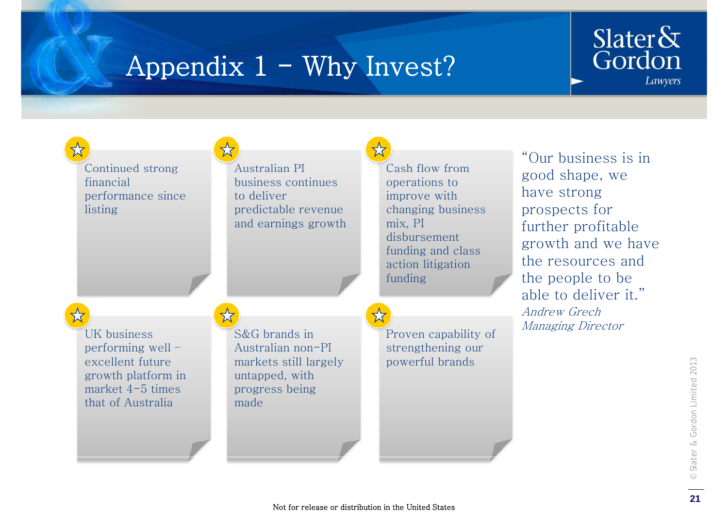# Appendix 1 – Why Invest?

- Continued strong financial performance since listing
- Australian PI business continues to deliver predictable revenue and earnings growth
- Cash flow from operations to improve with changing business mix, PI disbursement funding and class action litigation funding
- UK business performing well – excellent future growth platform in market 4-5 times that of Australia
- S&G brands in Australian non-PI markets still largely untapped, with progress being made
- Proven capability of strengthening our powerful brands

"Our business is in good shape, we have strong prospects for further profitable growth and we have the resources and the people to be able to deliver it."

*Andrew Grech*
*Managing Director*

Not for release or distribution in the United States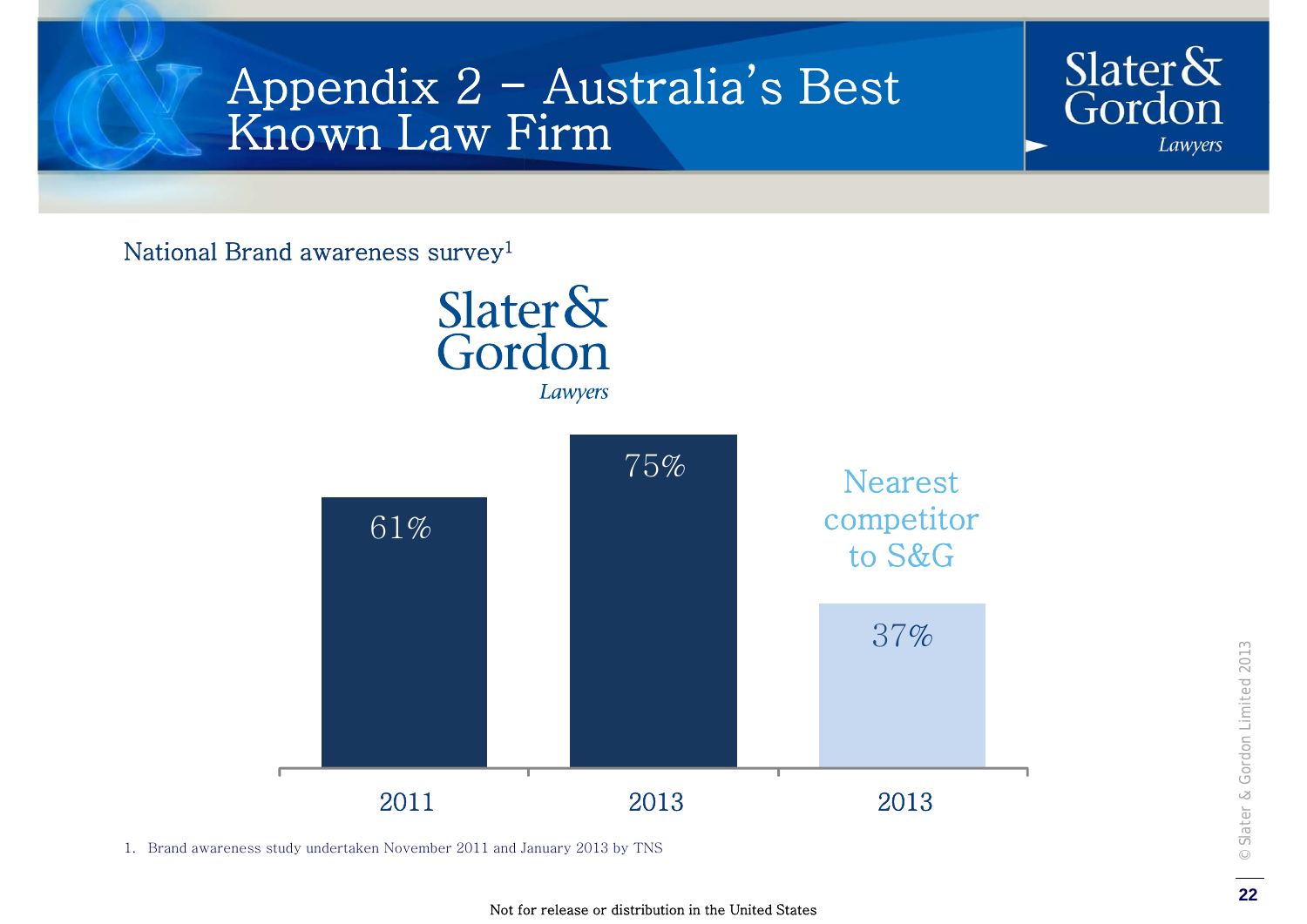# Appendix 2 – Australia's Best Known Law Firm

National Brand awareness survey[1]

Slater & Gordon Lawyers

| | 2011 | 2013 | 2013 (Nearest competitor to S&G) |
|---|---|---|---|
| Brand awareness | 61% | 75% | 37% |

1. Brand awareness study undertaken November 2011 and January 2013 by TNS

Not for release or distribution in the United States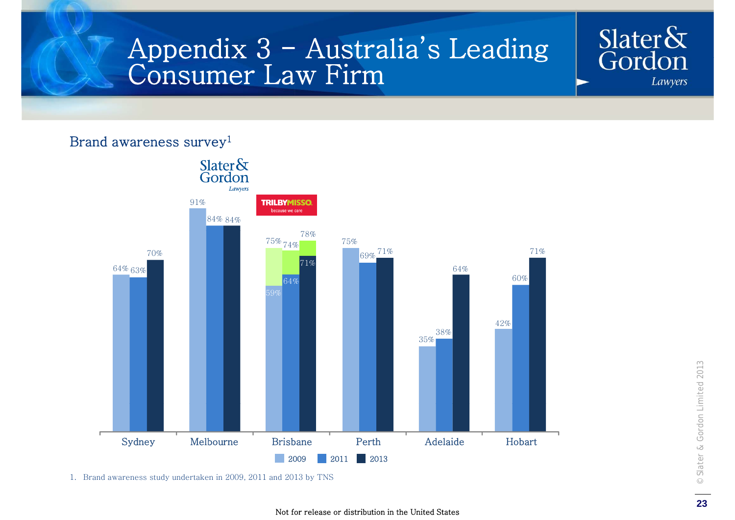# Appendix 3 – Australia's Leading Consumer Law Firm

## Brand awareness survey[1]

| City | 2009 | 2011 | 2013 |
|---|---|---|---|
| Sydney | 64% | 63% | 70% |
| Melbourne | 91% | 84% | 84% |
| Brisbane | 75% (59%) | 74% (64%) | 78% (71%) |
| Perth | 75% | 69% | 71% |
| Adelaide | 35% | 38% | 64% |
| Hobart | 42% | 60% | 71% |

Slater & Gordon Lawyers — TRILBY MISSO because we care

1. Brand awareness study undertaken in 2009, 2011 and 2013 by TNS

© Slater & Gordon Limited 2013

Not for release or distribution in the United States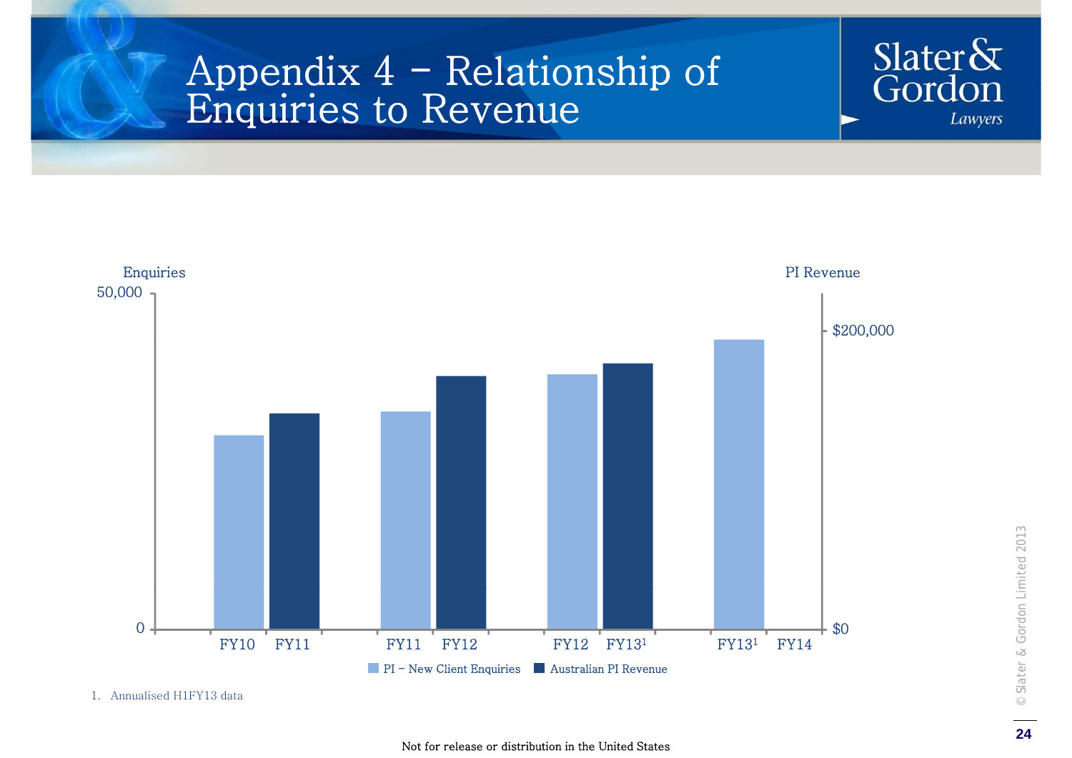# Appendix 4 – Relationship of Enquiries to Revenue

Enquiries

PI Revenue

50,000

$200,000

0

$0

FY10 FY11 FY11 FY12 FY12 FY13[1] FY13[1] FY14

PI – New Client Enquiries

Australian PI Revenue

1. Annualised H1FY13 data

© Slater & Gordon Limited 2013

Not for release or distribution in the United States